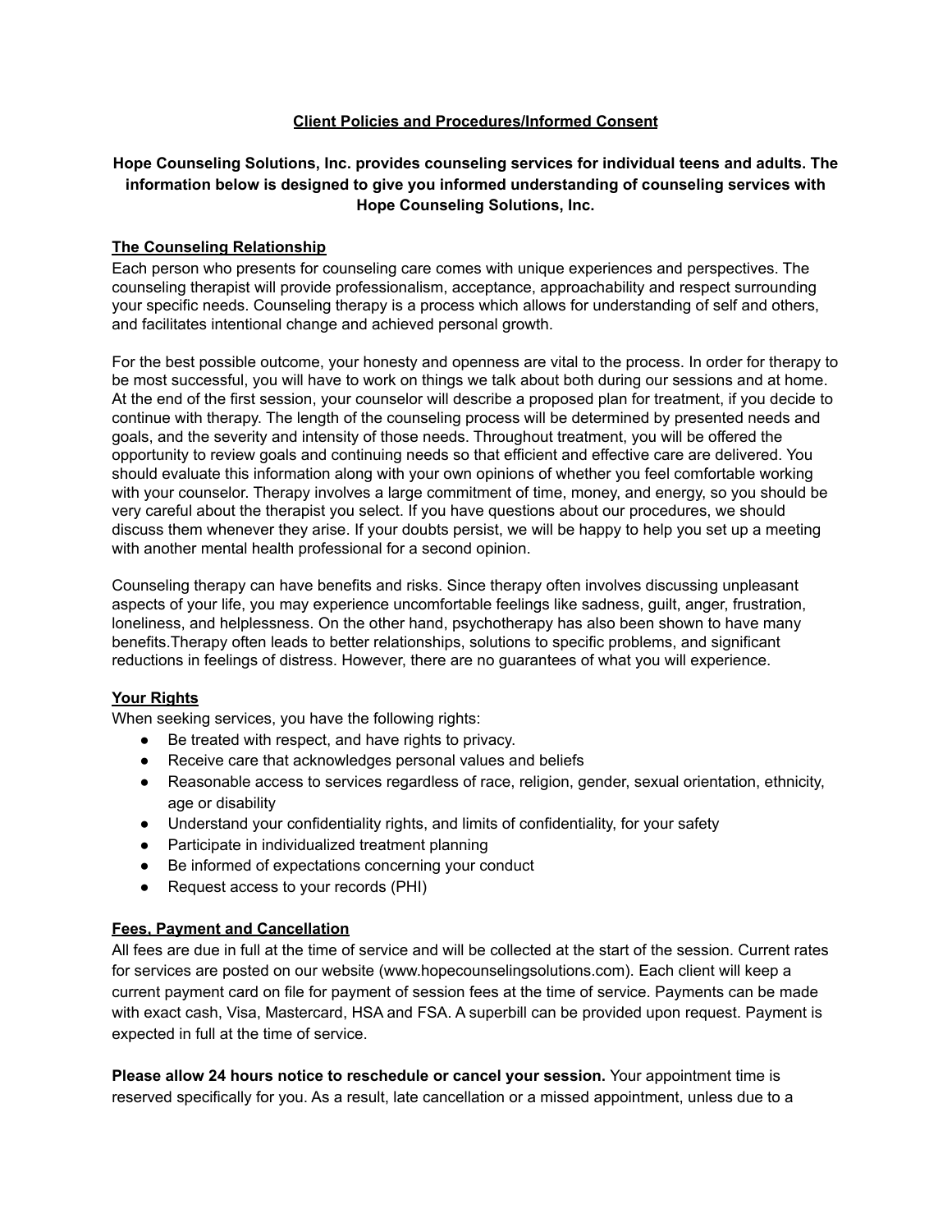# Client Policies and Procedures/Informed Consent

**Hope Counseling Solutions, Inc. provides counseling services for individual teens and adults. The information below is designed to give you informed understanding of counseling services with Hope Counseling Solutions, Inc.**

## The Counseling Relationship

Each person who presents for counseling care comes with unique experiences and perspectives. The counseling therapist will provide professionalism, acceptance, approachability and respect surrounding your specific needs. Counseling therapy is a process which allows for understanding of self and others, and facilitates intentional change and achieved personal growth.

For the best possible outcome, your honesty and openness are vital to the process. In order for therapy to be most successful, you will have to work on things we talk about both during our sessions and at home. At the end of the first session, your counselor will describe a proposed plan for treatment, if you decide to continue with therapy. The length of the counseling process will be determined by presented needs and goals, and the severity and intensity of those needs. Throughout treatment, you will be offered the opportunity to review goals and continuing needs so that efficient and effective care are delivered. You should evaluate this information along with your own opinions of whether you feel comfortable working with your counselor. Therapy involves a large commitment of time, money, and energy, so you should be very careful about the therapist you select. If you have questions about our procedures, we should discuss them whenever they arise. If your doubts persist, we will be happy to help you set up a meeting with another mental health professional for a second opinion.

Counseling therapy can have benefits and risks. Since therapy often involves discussing unpleasant aspects of your life, you may experience uncomfortable feelings like sadness, guilt, anger, frustration, loneliness, and helplessness. On the other hand, psychotherapy has also been shown to have many benefits.Therapy often leads to better relationships, solutions to specific problems, and significant reductions in feelings of distress. However, there are no guarantees of what you will experience.

## Your Rights

When seeking services, you have the following rights:

- Be treated with respect, and have rights to privacy.
- Receive care that acknowledges personal values and beliefs
- Reasonable access to services regardless of race, religion, gender, sexual orientation, ethnicity, age or disability
- Understand your confidentiality rights, and limits of confidentiality, for your safety
- Participate in individualized treatment planning
- Be informed of expectations concerning your conduct
- Request access to your records (PHI)

## Fees, Payment and Cancellation

All fees are due in full at the time of service and will be collected at the start of the session. Current rates for services are posted on our website (www.hopecounselingsolutions.com). Each client will keep a current payment card on file for payment of session fees at the time of service. Payments can be made with exact cash, Visa, Mastercard, HSA and FSA. A superbill can be provided upon request. Payment is expected in full at the time of service.

**Please allow 24 hours notice to reschedule or cancel your session.** Your appointment time is reserved specifically for you. As a result, late cancellation or a missed appointment, unless due to a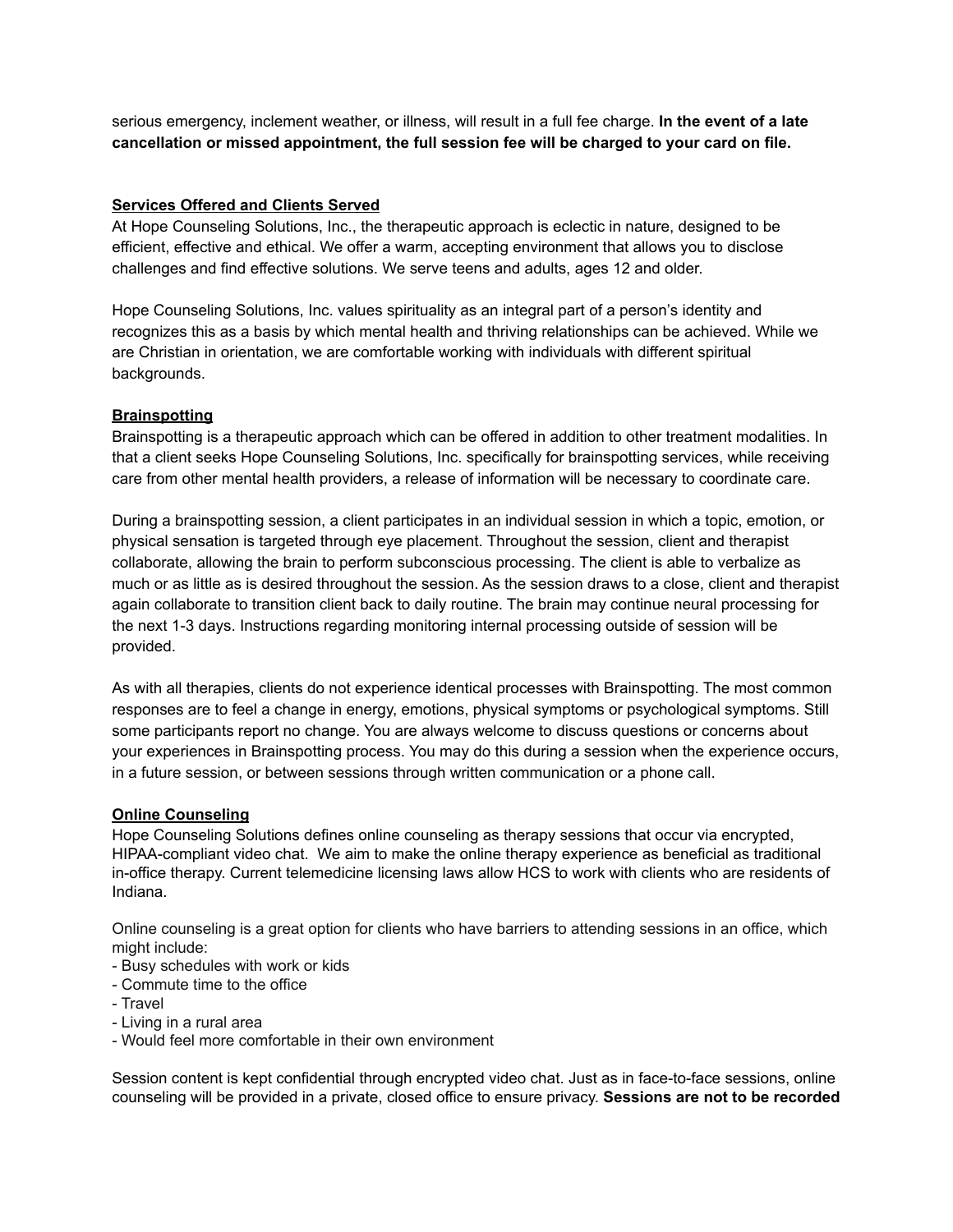serious emergency, inclement weather, or illness, will result in a full fee charge. **In the event of a late cancellation or missed appointment, the full session fee will be charged to your card on file.**

## Services Offered and Clients Served

At Hope Counseling Solutions, Inc., the therapeutic approach is eclectic in nature, designed to be efficient, effective and ethical. We offer a warm, accepting environment that allows you to disclose challenges and find effective solutions. We serve teens and adults, ages 12 and older.

Hope Counseling Solutions, Inc. values spirituality as an integral part of a person's identity and recognizes this as a basis by which mental health and thriving relationships can be achieved. While we are Christian in orientation, we are comfortable working with individuals with different spiritual backgrounds.

## Brainspotting

Brainspotting is a therapeutic approach which can be offered in addition to other treatment modalities. In that a client seeks Hope Counseling Solutions, Inc. specifically for brainspotting services, while receiving care from other mental health providers, a release of information will be necessary to coordinate care.

During a brainspotting session, a client participates in an individual session in which a topic, emotion, or physical sensation is targeted through eye placement. Throughout the session, client and therapist collaborate, allowing the brain to perform subconscious processing. The client is able to verbalize as much or as little as is desired throughout the session. As the session draws to a close, client and therapist again collaborate to transition client back to daily routine. The brain may continue neural processing for the next 1-3 days. Instructions regarding monitoring internal processing outside of session will be provided.

As with all therapies, clients do not experience identical processes with Brainspotting. The most common responses are to feel a change in energy, emotions, physical symptoms or psychological symptoms. Still some participants report no change. You are always welcome to discuss questions or concerns about your experiences in Brainspotting process. You may do this during a session when the experience occurs, in a future session, or between sessions through written communication or a phone call.

## Online Counseling

Hope Counseling Solutions defines online counseling as therapy sessions that occur via encrypted, HIPAA-compliant video chat. We aim to make the online therapy experience as beneficial as traditional in-office therapy. Current telemedicine licensing laws allow HCS to work with clients who are residents of Indiana.

Online counseling is a great option for clients who have barriers to attending sessions in an office, which might include:

- Busy schedules with work or kids
- Commute time to the office
- Travel
- Living in a rural area
- Would feel more comfortable in their own environment

Session content is kept confidential through encrypted video chat. Just as in face-to-face sessions, online counseling will be provided in a private, closed office to ensure privacy. **Sessions are not to be recorded**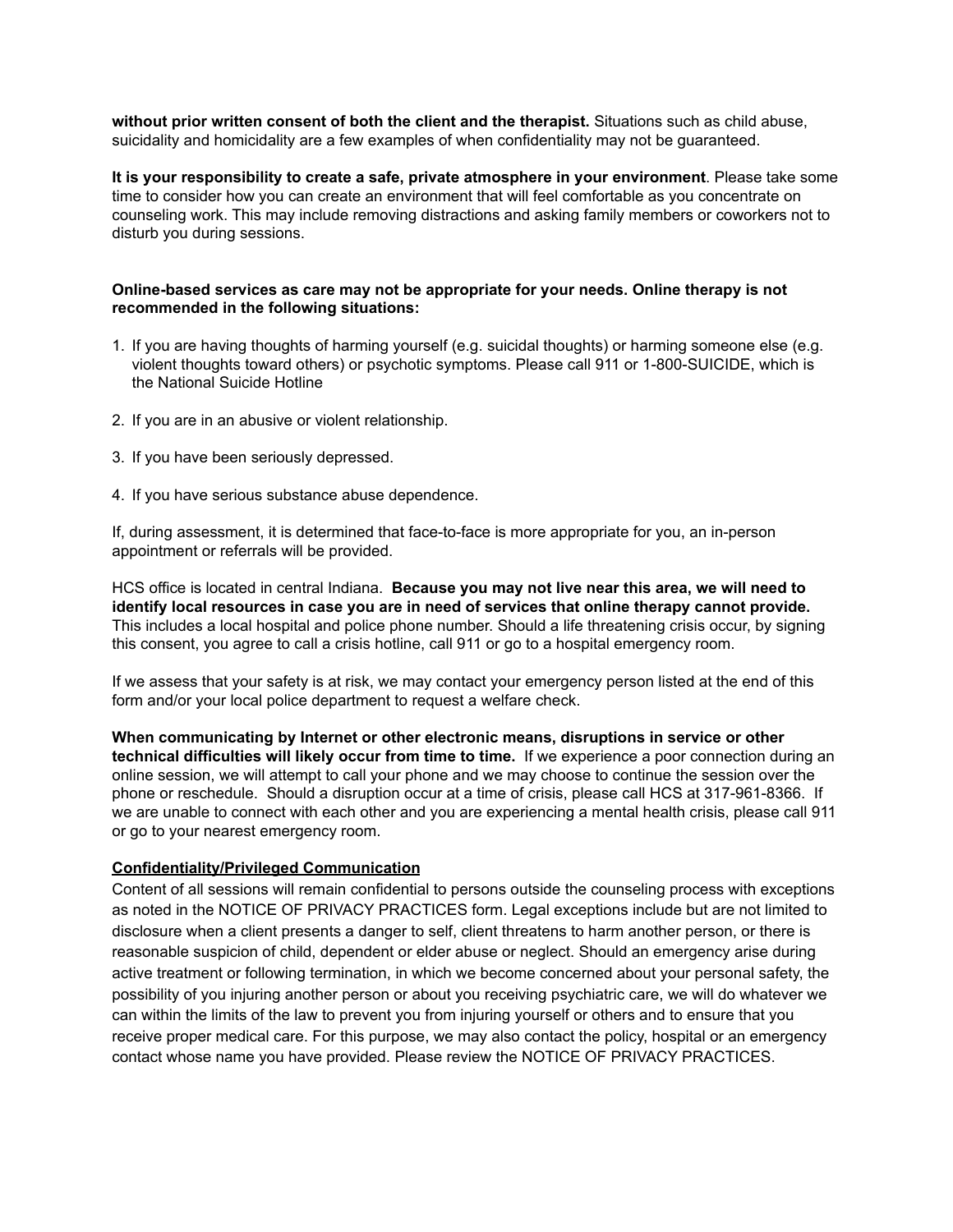**without prior written consent of both the client and the therapist.** Situations such as child abuse, suicidality and homicidality are a few examples of when confidentiality may not be guaranteed.

**It is your responsibility to create a safe, private atmosphere in your environment**. Please take some time to consider how you can create an environment that will feel comfortable as you concentrate on counseling work. This may include removing distractions and asking family members or coworkers not to disturb you during sessions.

**Online-based services as care may not be appropriate for your needs. Online therapy is not recommended in the following situations:**

1. If you are having thoughts of harming yourself (e.g. suicidal thoughts) or harming someone else (e.g. violent thoughts toward others) or psychotic symptoms. Please call 911 or 1-800-SUICIDE, which is the National Suicide Hotline

2. If you are in an abusive or violent relationship.

3. If you have been seriously depressed.

4. If you have serious substance abuse dependence.

If, during assessment, it is determined that face-to-face is more appropriate for you, an in-person appointment or referrals will be provided.

HCS office is located in central Indiana. **Because you may not live near this area, we will need to identify local resources in case you are in need of services that online therapy cannot provide.** This includes a local hospital and police phone number. Should a life threatening crisis occur, by signing this consent, you agree to call a crisis hotline, call 911 or go to a hospital emergency room.

If we assess that your safety is at risk, we may contact your emergency person listed at the end of this form and/or your local police department to request a welfare check.

**When communicating by Internet or other electronic means, disruptions in service or other technical difficulties will likely occur from time to time.** If we experience a poor connection during an online session, we will attempt to call your phone and we may choose to continue the session over the phone or reschedule. Should a disruption occur at a time of crisis, please call HCS at 317-961-8366. If we are unable to connect with each other and you are experiencing a mental health crisis, please call 911 or go to your nearest emergency room.

**Confidentiality/Privileged Communication**

Content of all sessions will remain confidential to persons outside the counseling process with exceptions as noted in the NOTICE OF PRIVACY PRACTICES form. Legal exceptions include but are not limited to disclosure when a client presents a danger to self, client threatens to harm another person, or there is reasonable suspicion of child, dependent or elder abuse or neglect. Should an emergency arise during active treatment or following termination, in which we become concerned about your personal safety, the possibility of you injuring another person or about you receiving psychiatric care, we will do whatever we can within the limits of the law to prevent you from injuring yourself or others and to ensure that you receive proper medical care. For this purpose, we may also contact the policy, hospital or an emergency contact whose name you have provided. Please review the NOTICE OF PRIVACY PRACTICES.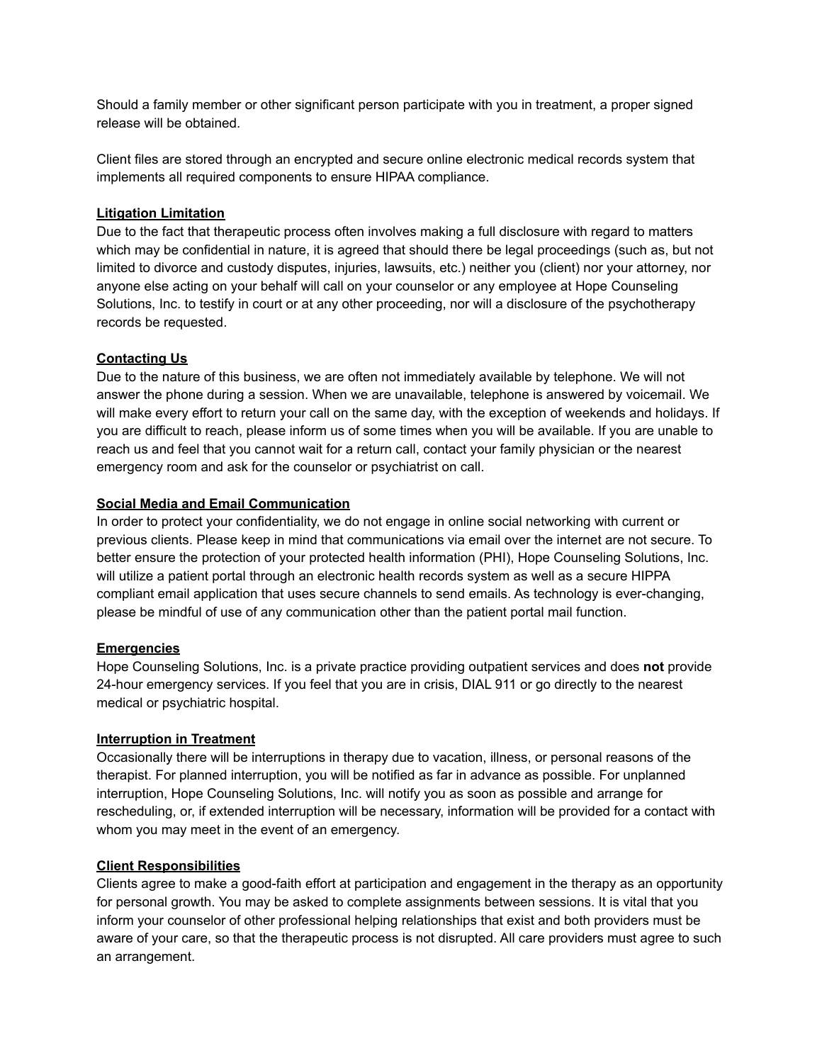Should a family member or other significant person participate with you in treatment, a proper signed release will be obtained.

Client files are stored through an encrypted and secure online electronic medical records system that implements all required components to ensure HIPAA compliance.

## Litigation Limitation

Due to the fact that therapeutic process often involves making a full disclosure with regard to matters which may be confidential in nature, it is agreed that should there be legal proceedings (such as, but not limited to divorce and custody disputes, injuries, lawsuits, etc.) neither you (client) nor your attorney, nor anyone else acting on your behalf will call on your counselor or any employee at Hope Counseling Solutions, Inc. to testify in court or at any other proceeding, nor will a disclosure of the psychotherapy records be requested.

## Contacting Us

Due to the nature of this business, we are often not immediately available by telephone. We will not answer the phone during a session. When we are unavailable, telephone is answered by voicemail. We will make every effort to return your call on the same day, with the exception of weekends and holidays. If you are difficult to reach, please inform us of some times when you will be available. If you are unable to reach us and feel that you cannot wait for a return call, contact your family physician or the nearest emergency room and ask for the counselor or psychiatrist on call.

## Social Media and Email Communication

In order to protect your confidentiality, we do not engage in online social networking with current or previous clients. Please keep in mind that communications via email over the internet are not secure. To better ensure the protection of your protected health information (PHI), Hope Counseling Solutions, Inc. will utilize a patient portal through an electronic health records system as well as a secure HIPPA compliant email application that uses secure channels to send emails. As technology is ever-changing, please be mindful of use of any communication other than the patient portal mail function.

## Emergencies

Hope Counseling Solutions, Inc. is a private practice providing outpatient services and does **not** provide 24-hour emergency services. If you feel that you are in crisis, DIAL 911 or go directly to the nearest medical or psychiatric hospital.

## Interruption in Treatment

Occasionally there will be interruptions in therapy due to vacation, illness, or personal reasons of the therapist. For planned interruption, you will be notified as far in advance as possible. For unplanned interruption, Hope Counseling Solutions, Inc. will notify you as soon as possible and arrange for rescheduling, or, if extended interruption will be necessary, information will be provided for a contact with whom you may meet in the event of an emergency.

## Client Responsibilities

Clients agree to make a good-faith effort at participation and engagement in the therapy as an opportunity for personal growth. You may be asked to complete assignments between sessions. It is vital that you inform your counselor of other professional helping relationships that exist and both providers must be aware of your care, so that the therapeutic process is not disrupted. All care providers must agree to such an arrangement.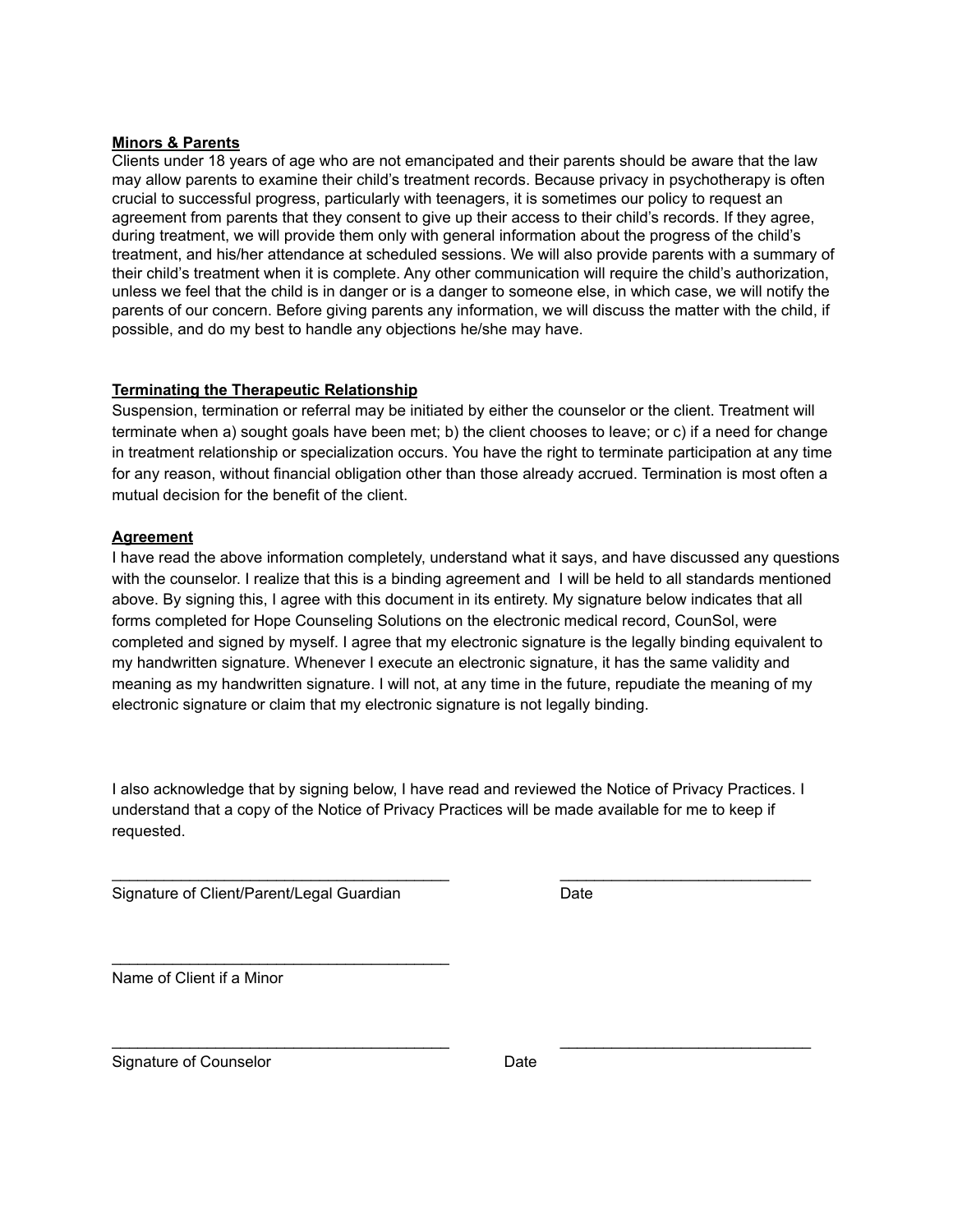**Minors & Parents**

Clients under 18 years of age who are not emancipated and their parents should be aware that the law may allow parents to examine their child's treatment records. Because privacy in psychotherapy is often crucial to successful progress, particularly with teenagers, it is sometimes our policy to request an agreement from parents that they consent to give up their access to their child's records. If they agree, during treatment, we will provide them only with general information about the progress of the child's treatment, and his/her attendance at scheduled sessions. We will also provide parents with a summary of their child's treatment when it is complete. Any other communication will require the child's authorization, unless we feel that the child is in danger or is a danger to someone else, in which case, we will notify the parents of our concern. Before giving parents any information, we will discuss the matter with the child, if possible, and do my best to handle any objections he/she may have.

**Terminating the Therapeutic Relationship**

Suspension, termination or referral may be initiated by either the counselor or the client. Treatment will terminate when a) sought goals have been met; b) the client chooses to leave; or c) if a need for change in treatment relationship or specialization occurs. You have the right to terminate participation at any time for any reason, without financial obligation other than those already accrued. Termination is most often a mutual decision for the benefit of the client.

**Agreement**

I have read the above information completely, understand what it says, and have discussed any questions with the counselor. I realize that this is a binding agreement and I will be held to all standards mentioned above. By signing this, I agree with this document in its entirety. My signature below indicates that all forms completed for Hope Counseling Solutions on the electronic medical record, CounSol, were completed and signed by myself. I agree that my electronic signature is the legally binding equivalent to my handwritten signature. Whenever I execute an electronic signature, it has the same validity and meaning as my handwritten signature. I will not, at any time in the future, repudiate the meaning of my electronic signature or claim that my electronic signature is not legally binding.

I also acknowledge that by signing below, I have read and reviewed the Notice of Privacy Practices. I understand that a copy of the Notice of Privacy Practices will be made available for me to keep if requested.

________________________________________ ______________________________

Signature of Client/Parent/Legal Guardian Date

________________________________________

Name of Client if a Minor

________________________________________ ______________________________

Signature of Counselor Date